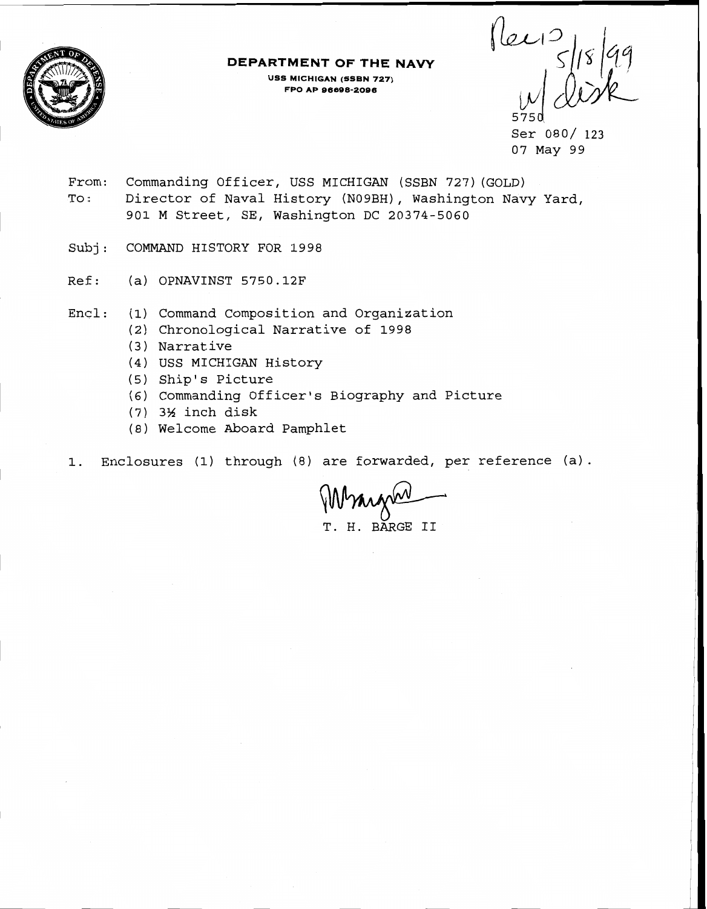**DEPARTMENT OF THE NAVY**

USS MICHIGAN (SSBN 727)
FPO AP 96698-2096

Recd 5/18/99
w/ disk

5750
Ser 080/ 123
07 May 99

From: Commanding Officer, USS MICHIGAN (SSBN 727)(GOLD)
To: Director of Naval History (N09BH), Washington Navy Yard, 901 M Street, SE, Washington DC 20374-5060

Subj: COMMAND HISTORY FOR 1998

Ref: (a) OPNAVINST 5750.12F

Encl: (1) Command Composition and Organization
(2) Chronological Narrative of 1998
(3) Narrative
(4) USS MICHIGAN History
(5) Ship's Picture
(6) Commanding Officer's Biography and Picture
(7) 3½ inch disk
(8) Welcome Aboard Pamphlet

1. Enclosures (1) through (8) are forwarded, per reference (a).

T. H. BARGE II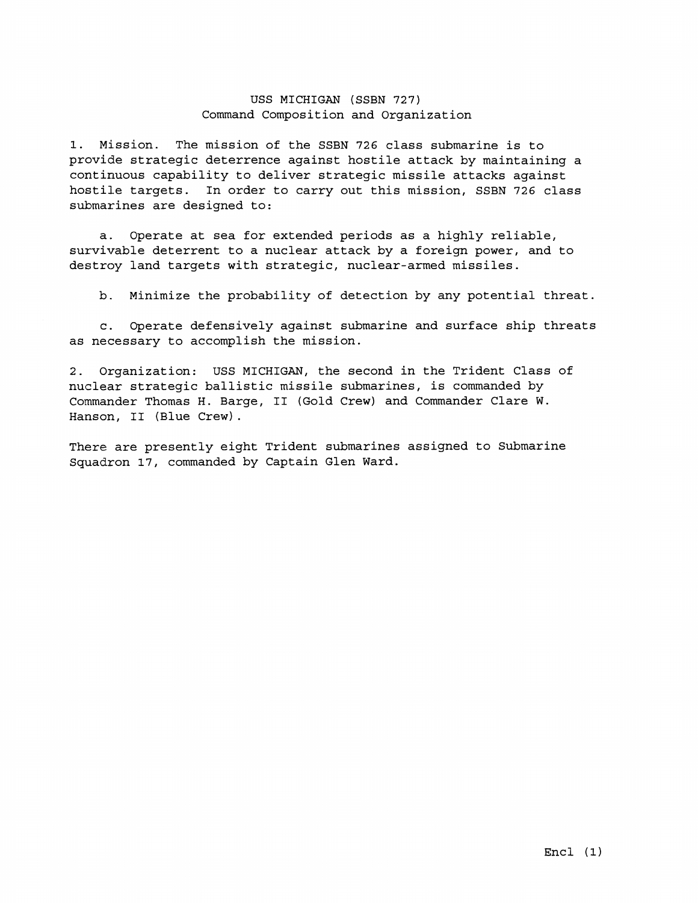USS MICHIGAN (SSBN 727)
Command Composition and Organization

1. Mission. The mission of the SSBN 726 class submarine is to provide strategic deterrence against hostile attack by maintaining a continuous capability to deliver strategic missile attacks against hostile targets. In order to carry out this mission, SSBN 726 class submarines are designed to:

a. Operate at sea for extended periods as a highly reliable, survivable deterrent to a nuclear attack by a foreign power, and to destroy land targets with strategic, nuclear-armed missiles.

b. Minimize the probability of detection by any potential threat.

c. Operate defensively against submarine and surface ship threats as necessary to accomplish the mission.

2. Organization: USS MICHIGAN, the second in the Trident Class of nuclear strategic ballistic missile submarines, is commanded by Commander Thomas H. Barge, II (Gold Crew) and Commander Clare W. Hanson, II (Blue Crew).

There are presently eight Trident submarines assigned to Submarine Squadron 17, commanded by Captain Glen Ward.

Encl (1)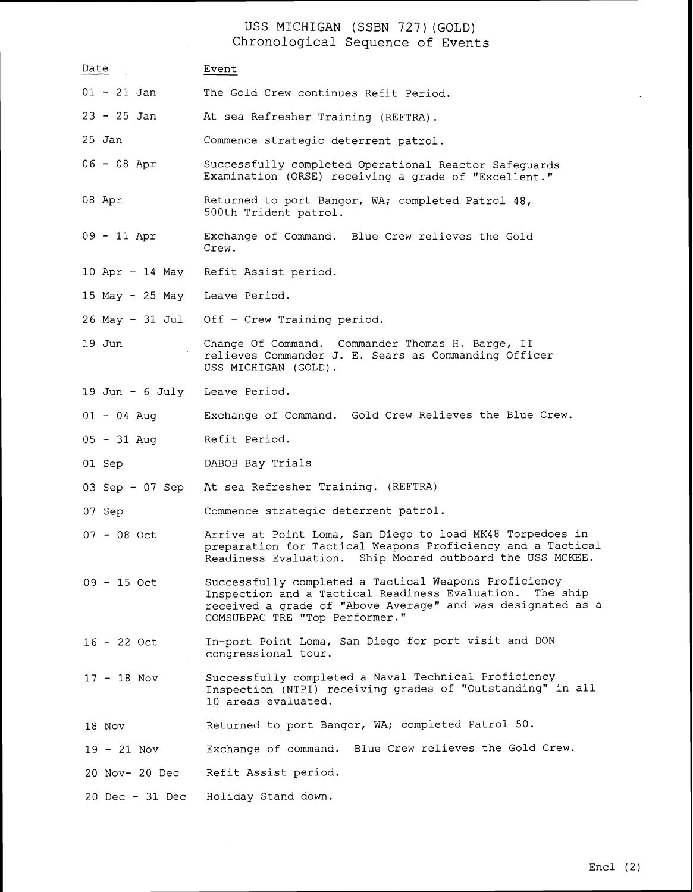# USS MICHIGAN (SSBN 727)(GOLD)
## Chronological Sequence of Events

| Date | Event |
| --- | --- |
| 01 - 21 Jan | The Gold Crew continues Refit Period. |
| 23 - 25 Jan | At sea Refresher Training (REFTRA). |
| 25 Jan | Commence strategic deterrent patrol. |
| 06 - 08 Apr | Successfully completed Operational Reactor Safeguards Examination (ORSE) receiving a grade of "Excellent." |
| 08 Apr | Returned to port Bangor, WA; completed Patrol 48, 500th Trident patrol. |
| 09 - 11 Apr | Exchange of Command. Blue Crew relieves the Gold Crew. |
| 10 Apr - 14 May | Refit Assist period. |
| 15 May - 25 May | Leave Period. |
| 26 May - 31 Jul | Off - Crew Training period. |
| 19 Jun | Change Of Command. Commander Thomas H. Barge, II relieves Commander J. E. Sears as Commanding Officer USS MICHIGAN (GOLD). |
| 19 Jun - 6 July | Leave Period. |
| 01 - 04 Aug | Exchange of Command. Gold Crew Relieves the Blue Crew. |
| 05 - 31 Aug | Refit Period. |
| 01 Sep | DABOB Bay Trials |
| 03 Sep - 07 Sep | At sea Refresher Training. (REFTRA) |
| 07 Sep | Commence strategic deterrent patrol. |
| 07 - 08 Oct | Arrive at Point Loma, San Diego to load MK48 Torpedoes in preparation for Tactical Weapons Proficiency and a Tactical Readiness Evaluation. Ship Moored outboard the USS MCKEE. |
| 09 - 15 Oct | Successfully completed a Tactical Weapons Proficiency Inspection and a Tactical Readiness Evaluation. The ship received a grade of "Above Average" and was designated as a COMSUBPAC TRE "Top Performer." |
| 16 - 22 Oct | In-port Point Loma, San Diego for port visit and DON congressional tour. |
| 17 - 18 Nov | Successfully completed a Naval Technical Proficiency Inspection (NTPI) receiving grades of "Outstanding" in all 10 areas evaluated. |
| 18 Nov | Returned to port Bangor, WA; completed Patrol 50. |
| 19 - 21 Nov | Exchange of command. Blue Crew relieves the Gold Crew. |
| 20 Nov- 20 Dec | Refit Assist period. |
| 20 Dec - 31 Dec | Holiday Stand down. |

Encl (2)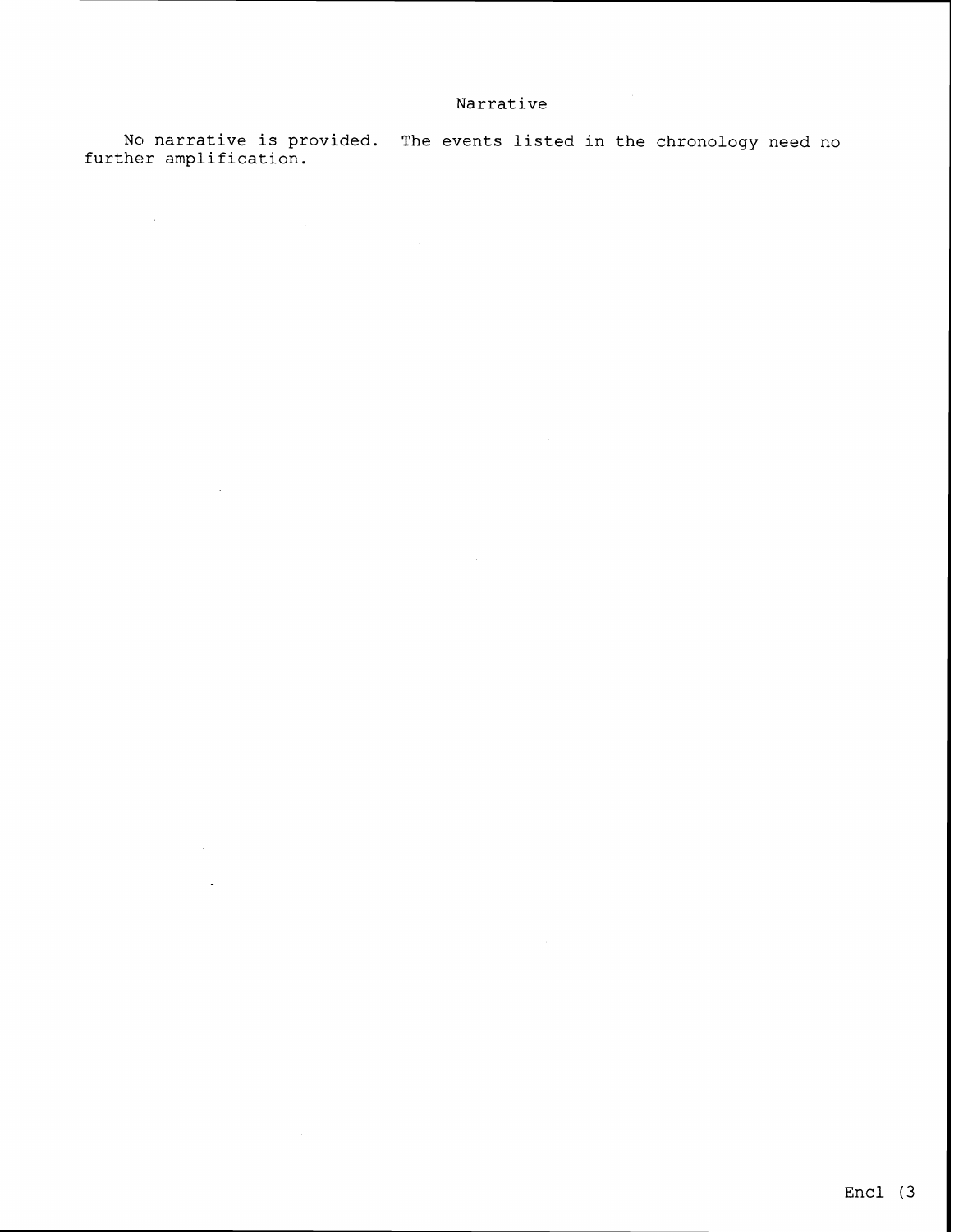## Narrative

No narrative is provided. The events listed in the chronology need no further amplification.

Encl (3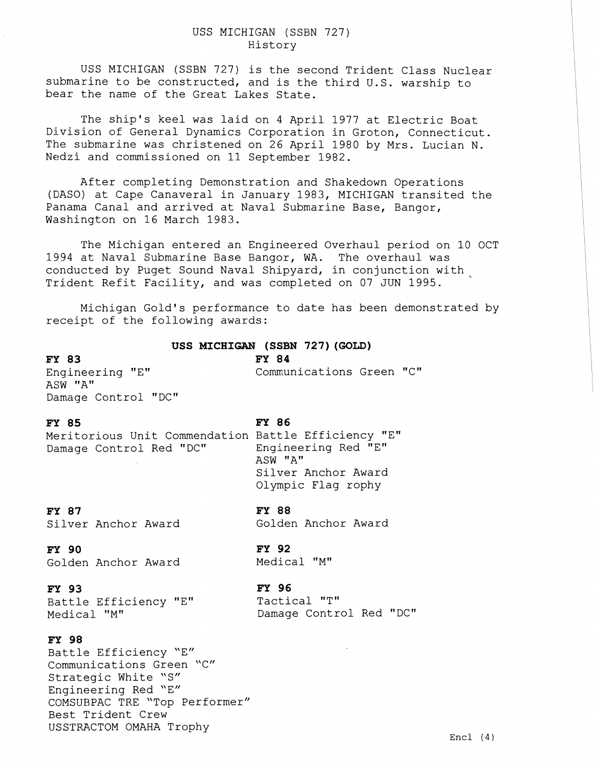# USS MICHIGAN (SSBN 727)
## History

USS MICHIGAN (SSBN 727) is the second Trident Class Nuclear submarine to be constructed, and is the third U.S. warship to bear the name of the Great Lakes State.

The ship's keel was laid on 4 April 1977 at Electric Boat Division of General Dynamics Corporation in Groton, Connecticut. The submarine was christened on 26 April 1980 by Mrs. Lucian N. Nedzi and commissioned on 11 September 1982.

After completing Demonstration and Shakedown Operations (DASO) at Cape Canaveral in January 1983, MICHIGAN transited the Panama Canal and arrived at Naval Submarine Base, Bangor, Washington on 16 March 1983.

The Michigan entered an Engineered Overhaul period on 10 OCT 1994 at Naval Submarine Base Bangor, WA. The overhaul was conducted by Puget Sound Naval Shipyard, in conjunction with Trident Refit Facility, and was completed on 07 JUN 1995.

Michigan Gold's performance to date has been demonstrated by receipt of the following awards:

**USS MICHIGAN (SSBN 727)(GOLD)**

**FY 83**
Engineering "E"
ASW "A"
Damage Control "DC"

**FY 84**
Communications Green "C"

**FY 85**
Meritorious Unit Commendation
Damage Control Red "DC"

**FY 86**
Battle Efficiency "E"
Engineering Red "E"
ASW "A"
Silver Anchor Award
Olympic Flag rophy

**FY 87**
Silver Anchor Award

**FY 88**
Golden Anchor Award

**FY 90**
Golden Anchor Award

**FY 92**
Medical "M"

**FY 93**
Battle Efficiency "E"
Medical "M"

**FY 96**
Tactical "T"
Damage Control Red "DC"

**FY 98**
Battle Efficiency "E"
Communications Green "C"
Strategic White "S"
Engineering Red "E"
COMSUBPAC TRE "Top Performer"
Best Trident Crew
USSTRACTOM OMAHA Trophy

Encl (4)